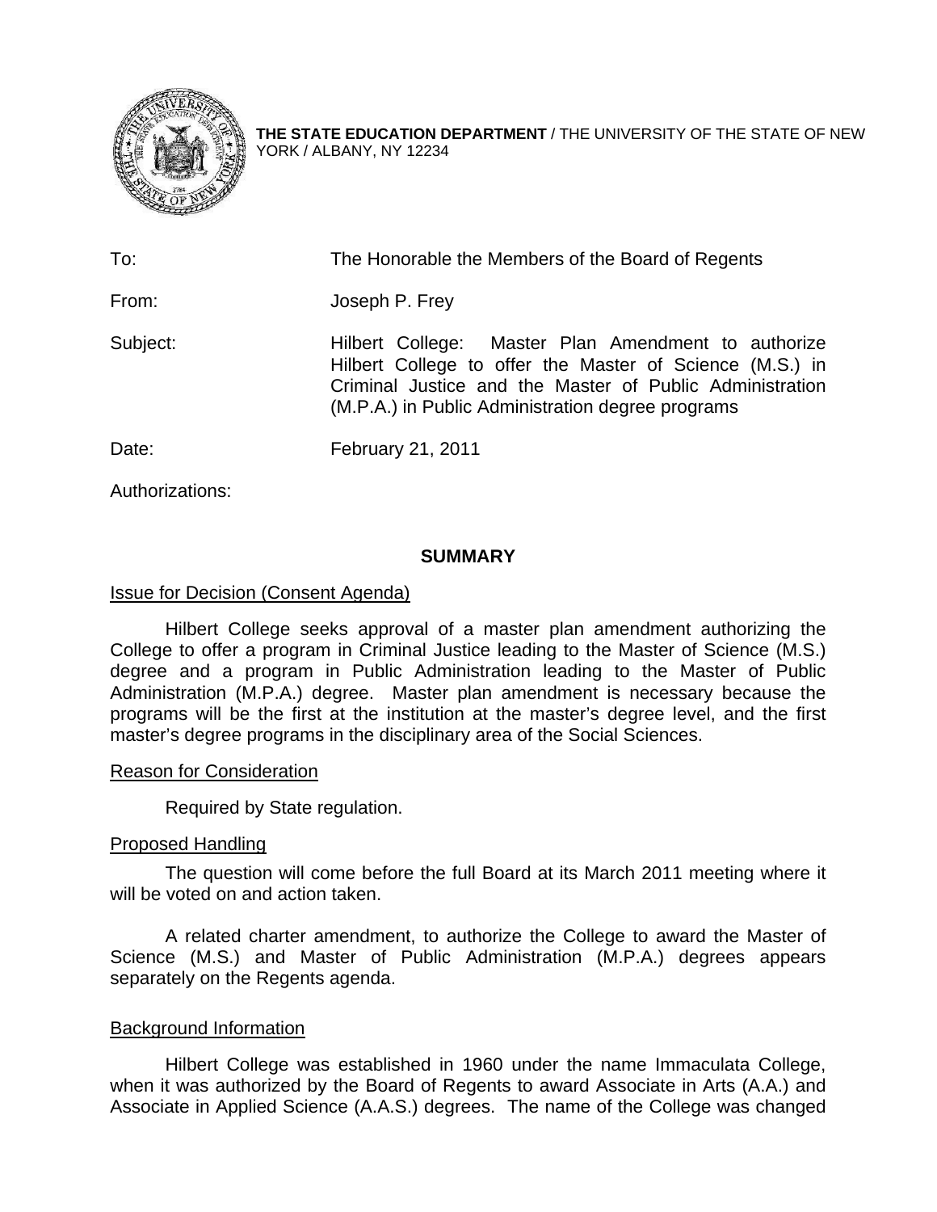**THE STATE EDUCATION DEPARTMENT** / THE UNIVERSITY OF THE STATE OF NEW YORK / ALBANY, NY 12234

| | |
|---|---|
| To: | The Honorable the Members of the Board of Regents |
| From: | Joseph P. Frey |
| Subject: | Hilbert College: Master Plan Amendment to authorize Hilbert College to offer the Master of Science (M.S.) in Criminal Justice and the Master of Public Administration (M.P.A.) in Public Administration degree programs |
| Date: | February 21, 2011 |

Authorizations:

## SUMMARY

### Issue for Decision (Consent Agenda)

Hilbert College seeks approval of a master plan amendment authorizing the College to offer a program in Criminal Justice leading to the Master of Science (M.S.) degree and a program in Public Administration leading to the Master of Public Administration (M.P.A.) degree. Master plan amendment is necessary because the programs will be the first at the institution at the master's degree level, and the first master's degree programs in the disciplinary area of the Social Sciences.

### Reason for Consideration

Required by State regulation.

### Proposed Handling

The question will come before the full Board at its March 2011 meeting where it will be voted on and action taken.

A related charter amendment, to authorize the College to award the Master of Science (M.S.) and Master of Public Administration (M.P.A.) degrees appears separately on the Regents agenda.

### Background Information

Hilbert College was established in 1960 under the name Immaculata College, when it was authorized by the Board of Regents to award Associate in Arts (A.A.) and Associate in Applied Science (A.A.S.) degrees. The name of the College was changed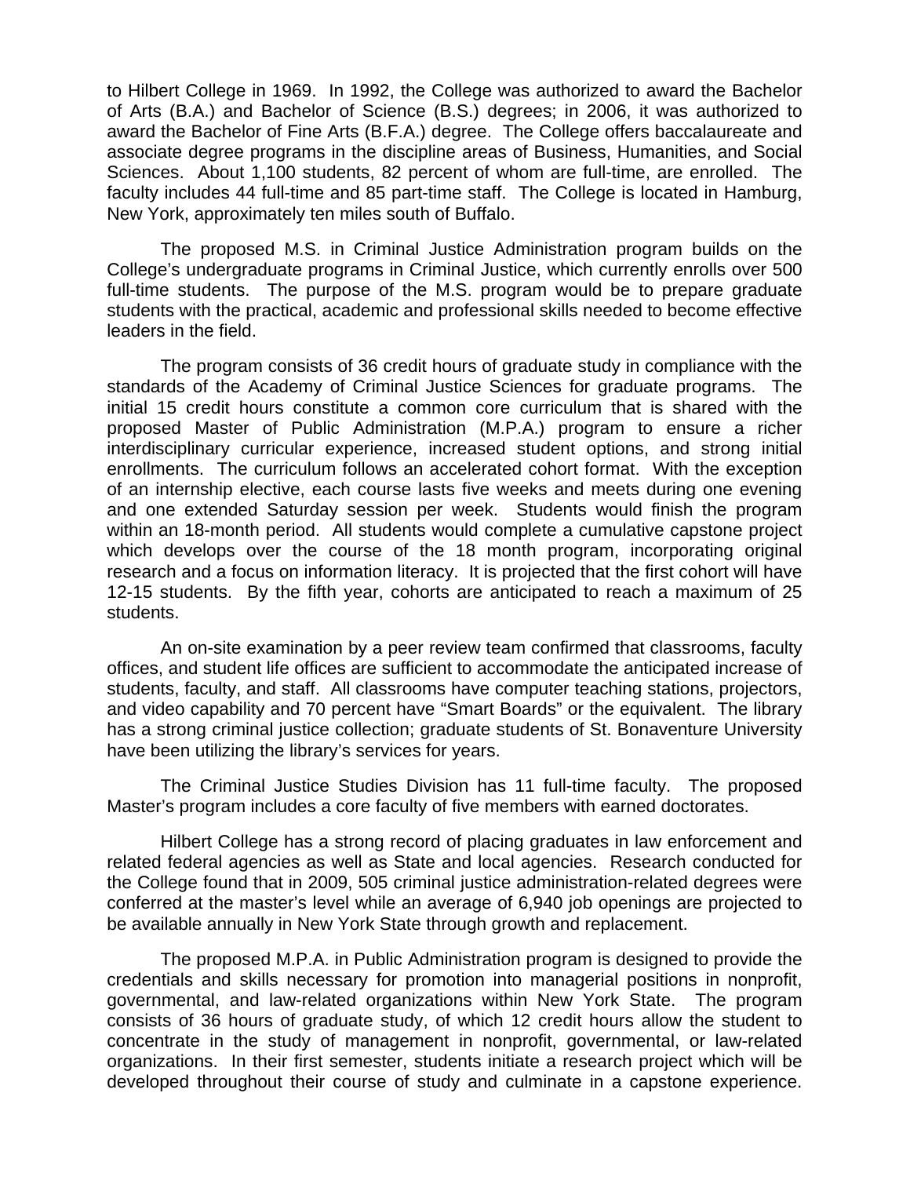to Hilbert College in 1969. In 1992, the College was authorized to award the Bachelor of Arts (B.A.) and Bachelor of Science (B.S.) degrees; in 2006, it was authorized to award the Bachelor of Fine Arts (B.F.A.) degree. The College offers baccalaureate and associate degree programs in the discipline areas of Business, Humanities, and Social Sciences. About 1,100 students, 82 percent of whom are full-time, are enrolled. The faculty includes 44 full-time and 85 part-time staff. The College is located in Hamburg, New York, approximately ten miles south of Buffalo.

The proposed M.S. in Criminal Justice Administration program builds on the College's undergraduate programs in Criminal Justice, which currently enrolls over 500 full-time students. The purpose of the M.S. program would be to prepare graduate students with the practical, academic and professional skills needed to become effective leaders in the field.

The program consists of 36 credit hours of graduate study in compliance with the standards of the Academy of Criminal Justice Sciences for graduate programs. The initial 15 credit hours constitute a common core curriculum that is shared with the proposed Master of Public Administration (M.P.A.) program to ensure a richer interdisciplinary curricular experience, increased student options, and strong initial enrollments. The curriculum follows an accelerated cohort format. With the exception of an internship elective, each course lasts five weeks and meets during one evening and one extended Saturday session per week. Students would finish the program within an 18-month period. All students would complete a cumulative capstone project which develops over the course of the 18 month program, incorporating original research and a focus on information literacy. It is projected that the first cohort will have 12-15 students. By the fifth year, cohorts are anticipated to reach a maximum of 25 students.

An on-site examination by a peer review team confirmed that classrooms, faculty offices, and student life offices are sufficient to accommodate the anticipated increase of students, faculty, and staff. All classrooms have computer teaching stations, projectors, and video capability and 70 percent have "Smart Boards" or the equivalent. The library has a strong criminal justice collection; graduate students of St. Bonaventure University have been utilizing the library's services for years.

The Criminal Justice Studies Division has 11 full-time faculty. The proposed Master's program includes a core faculty of five members with earned doctorates.

Hilbert College has a strong record of placing graduates in law enforcement and related federal agencies as well as State and local agencies. Research conducted for the College found that in 2009, 505 criminal justice administration-related degrees were conferred at the master's level while an average of 6,940 job openings are projected to be available annually in New York State through growth and replacement.

The proposed M.P.A. in Public Administration program is designed to provide the credentials and skills necessary for promotion into managerial positions in nonprofit, governmental, and law-related organizations within New York State. The program consists of 36 hours of graduate study, of which 12 credit hours allow the student to concentrate in the study of management in nonprofit, governmental, or law-related organizations. In their first semester, students initiate a research project which will be developed throughout their course of study and culminate in a capstone experience.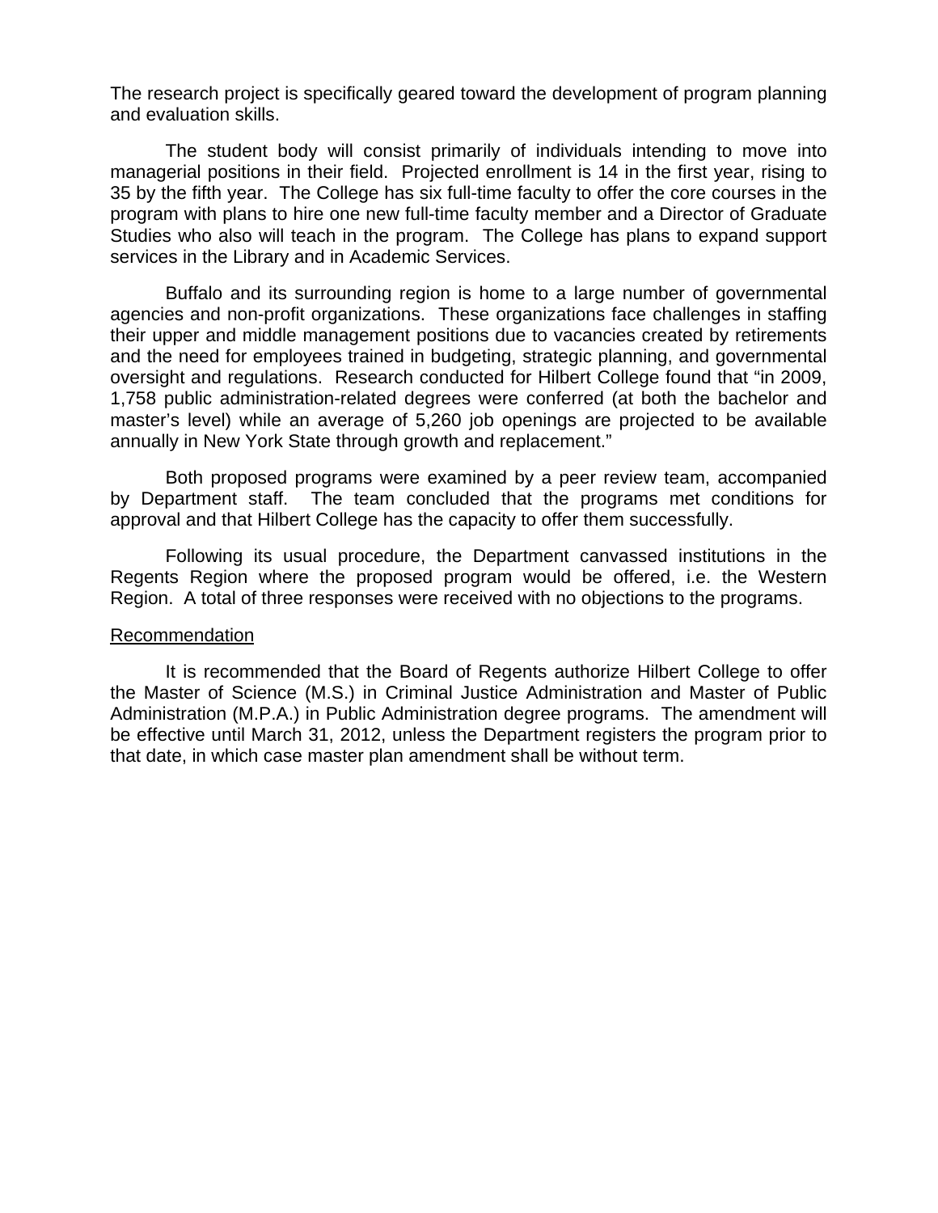The research project is specifically geared toward the development of program planning and evaluation skills.

The student body will consist primarily of individuals intending to move into managerial positions in their field. Projected enrollment is 14 in the first year, rising to 35 by the fifth year. The College has six full-time faculty to offer the core courses in the program with plans to hire one new full-time faculty member and a Director of Graduate Studies who also will teach in the program. The College has plans to expand support services in the Library and in Academic Services.

Buffalo and its surrounding region is home to a large number of governmental agencies and non-profit organizations. These organizations face challenges in staffing their upper and middle management positions due to vacancies created by retirements and the need for employees trained in budgeting, strategic planning, and governmental oversight and regulations. Research conducted for Hilbert College found that “in 2009, 1,758 public administration-related degrees were conferred (at both the bachelor and master’s level) while an average of 5,260 job openings are projected to be available annually in New York State through growth and replacement.”

Both proposed programs were examined by a peer review team, accompanied by Department staff. The team concluded that the programs met conditions for approval and that Hilbert College has the capacity to offer them successfully.

Following its usual procedure, the Department canvassed institutions in the Regents Region where the proposed program would be offered, i.e. the Western Region. A total of three responses were received with no objections to the programs.

Recommendation

It is recommended that the Board of Regents authorize Hilbert College to offer the Master of Science (M.S.) in Criminal Justice Administration and Master of Public Administration (M.P.A.) in Public Administration degree programs. The amendment will be effective until March 31, 2012, unless the Department registers the program prior to that date, in which case master plan amendment shall be without term.